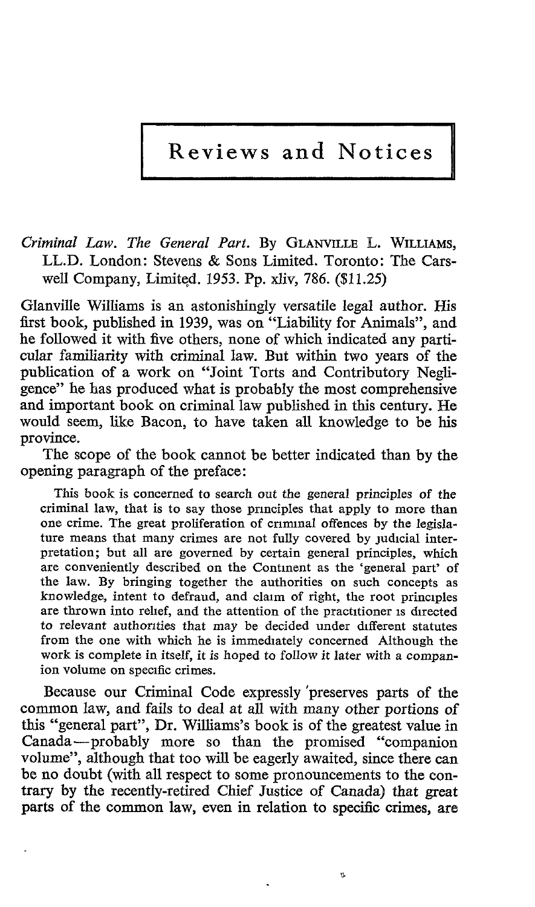# Reviews and Notices

*Criminal Law. The General Part.* By GLANVILLE L. WILLIAMS, LL.D. London: Stevens & Sons Limited. Toronto: The Carswell Company, Limited. 1953. Pp. xliv, 786. ($11.25)

Glanville Williams is an astonishingly versatile legal author. His first book, published in 1939, was on "Liability for Animals", and he followed it with five others, none of which indicated any particular familiarity with criminal law. But within two years of the publication of a work on "Joint Torts and Contributory Negligence" he has produced what is probably the most comprehensive and important book on criminal law published in this century. He would seem, like Bacon, to have taken all knowledge to be his province.

The scope of the book cannot be better indicated than by the opening paragraph of the preface:

> This book is concerned to search out the general principles of the criminal law, that is to say those principles that apply to more than one crime. The great proliferation of criminal offences by the legislature means that many crimes are not fully covered by judicial interpretation; but all are governed by certain general principles, which are conveniently described on the Continent as the 'general part' of the law. By bringing together the authorities on such concepts as knowledge, intent to defraud, and claim of right, the root principles are thrown into relief, and the attention of the practitioner is directed to relevant authorities that may be decided under different statutes from the one with which he is immediately concerned Although the work is complete in itself, it is hoped to follow it later with a companion volume on specific crimes.

Because our Criminal Code expressly preserves parts of the common law, and fails to deal at all with many other portions of this "general part", Dr. Williams's book is of the greatest value in Canada—probably more so than the promised "companion volume", although that too will be eagerly awaited, since there can be no doubt (with all respect to some pronouncements to the contrary by the recently-retired Chief Justice of Canada) that great parts of the common law, even in relation to specific crimes, are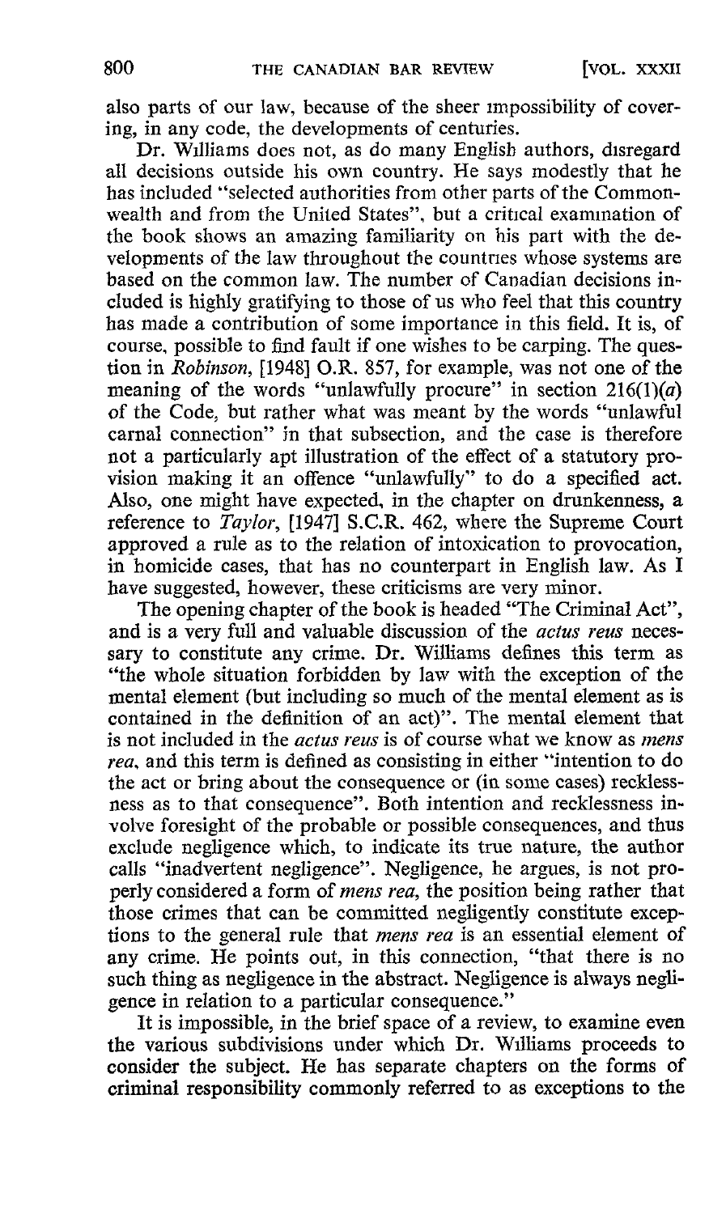also parts of our law, because of the sheer impossibility of covering, in any code, the developments of centuries.

Dr. Williams does not, as do many English authors, disregard all decisions outside his own country. He says modestly that he has included "selected authorities from other parts of the Commonwealth and from the United States", but a critical examination of the book shows an amazing familiarity on his part with the developments of the law throughout the countries whose systems are based on the common law. The number of Canadian decisions included is highly gratifying to those of us who feel that this country has made a contribution of some importance in this field. It is, of course, possible to find fault if one wishes to be carping. The question in *Robinson*, [1948] O.R. 857, for example, was not one of the meaning of the words "unlawfully procure" in section 216(1)(*a*) of the Code, but rather what was meant by the words "unlawful carnal connection" in that subsection, and the case is therefore not a particularly apt illustration of the effect of a statutory provision making it an offence "unlawfully" to do a specified act. Also, one might have expected, in the chapter on drunkenness, a reference to *Taylor*, [1947] S.C.R. 462, where the Supreme Court approved a rule as to the relation of intoxication to provocation, in homicide cases, that has no counterpart in English law. As I have suggested, however, these criticisms are very minor.

The opening chapter of the book is headed "The Criminal Act", and is a very full and valuable discussion of the *actus reus* necessary to constitute any crime. Dr. Williams defines this term as "the whole situation forbidden by law with the exception of the mental element (but including so much of the mental element as is contained in the definition of an act)". The mental element that is not included in the *actus reus* is of course what we know as *mens rea*, and this term is defined as consisting in either "intention to do the act or bring about the consequence or (in some cases) recklessness as to that consequence". Both intention and recklessness involve foresight of the probable or possible consequences, and thus exclude negligence which, to indicate its true nature, the author calls "inadvertent negligence". Negligence, he argues, is not properly considered a form of *mens rea*, the position being rather that those crimes that can be committed negligently constitute exceptions to the general rule that *mens rea* is an essential element of any crime. He points out, in this connection, "that there is no such thing as negligence in the abstract. Negligence is always negligence in relation to a particular consequence."

It is impossible, in the brief space of a review, to examine even the various subdivisions under which Dr. Williams proceeds to consider the subject. He has separate chapters on the forms of criminal responsibility commonly referred to as exceptions to the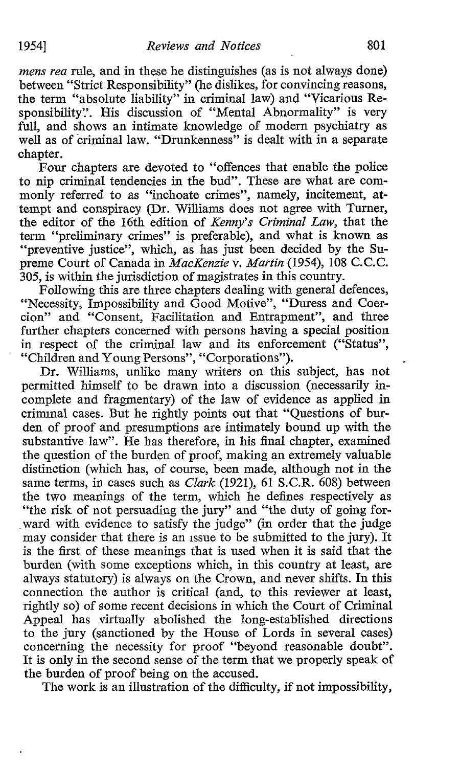*mens rea* rule, and in these he distinguishes (as is not always done) between "Strict Responsibility" (he dislikes, for convincing reasons, the term "absolute liability" in criminal law) and "Vicarious Responsibility". His discussion of "Mental Abnormality" is very full, and shows an intimate knowledge of modern psychiatry as well as of criminal law. "Drunkenness" is dealt with in a separate chapter.

Four chapters are devoted to "offences that enable the police to nip criminal tendencies in the bud". These are what are commonly referred to as "inchoate crimes", namely, incitement, attempt and conspiracy (Dr. Williams does not agree with Turner, the editor of the 16th edition of *Kenny's Criminal Law*, that the term "preliminary crimes" is preferable), and what is known as "preventive justice", which, as has just been decided by the Supreme Court of Canada in *MacKenzie* v. *Martin* (1954), 108 C.C.C. 305, is within the jurisdiction of magistrates in this country.

Following this are three chapters dealing with general defences, "Necessity, Impossibility and Good Motive", "Duress and Coercion" and "Consent, Facilitation and Entrapment", and three further chapters concerned with persons having a special position in respect of the criminal law and its enforcement ("Status", "Children and Young Persons", "Corporations").

Dr. Williams, unlike many writers on this subject, has not permitted himself to be drawn into a discussion (necessarily incomplete and fragmentary) of the law of evidence as applied in criminal cases. But he rightly points out that "Questions of burden of proof and presumptions are intimately bound up with the substantive law". He has therefore, in his final chapter, examined the question of the burden of proof, making an extremely valuable distinction (which has, of course, been made, although not in the same terms, in cases such as *Clark* (1921), 61 S.C.R. 608) between the two meanings of the term, which he defines respectively as "the risk of not persuading the jury" and "the duty of going forward with evidence to satisfy the judge" (in order that the judge may consider that there is an issue to be submitted to the jury). It is the first of these meanings that is used when it is said that the burden (with some exceptions which, in this country at least, are always statutory) is always on the Crown, and never shifts. In this connection the author is critical (and, to this reviewer at least, rightly so) of some recent decisions in which the Court of Criminal Appeal has virtually abolished the long-established directions to the jury (sanctioned by the House of Lords in several cases) concerning the necessity for proof "beyond reasonable doubt". It is only in the second sense of the term that we properly speak of the burden of proof being on the accused.

The work is an illustration of the difficulty, if not impossibility,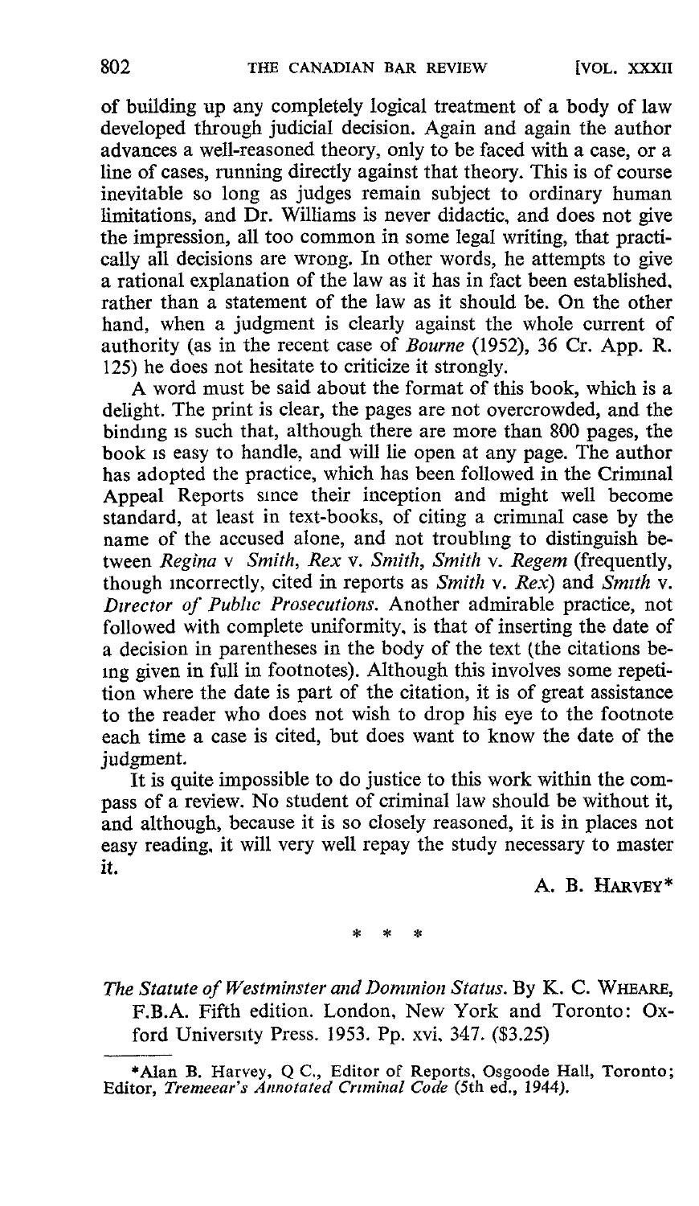of building up any completely logical treatment of a body of law developed through judicial decision. Again and again the author advances a well-reasoned theory, only to be faced with a case, or a line of cases, running directly against that theory. This is of course inevitable so long as judges remain subject to ordinary human limitations, and Dr. Williams is never didactic, and does not give the impression, all too common in some legal writing, that practically all decisions are wrong. In other words, he attempts to give a rational explanation of the law as it has in fact been established, rather than a statement of the law as it should be. On the other hand, when a judgment is clearly against the whole current of authority (as in the recent case of *Bourne* (1952), 36 Cr. App. R. 125) he does not hesitate to criticize it strongly.

A word must be said about the format of this book, which is a delight. The print is clear, the pages are not overcrowded, and the binding is such that, although there are more than 800 pages, the book is easy to handle, and will lie open at any page. The author has adopted the practice, which has been followed in the Criminal Appeal Reports since their inception and might well become standard, at least in text-books, of citing a criminal case by the name of the accused alone, and not troubling to distinguish between *Regina* v *Smith*, *Rex* v. *Smith*, *Smith* v. *Regem* (frequently, though incorrectly, cited in reports as *Smith* v. *Rex*) and *Smith* v. *Director of Public Prosecutions*. Another admirable practice, not followed with complete uniformity, is that of inserting the date of a decision in parentheses in the body of the text (the citations being given in full in footnotes). Although this involves some repetition where the date is part of the citation, it is of great assistance to the reader who does not wish to drop his eye to the footnote each time a case is cited, but does want to know the date of the judgment.

It is quite impossible to do justice to this work within the compass of a review. No student of criminal law should be without it, and although, because it is so closely reasoned, it is in places not easy reading, it will very well repay the study necessary to master it.

A. B. HARVEY*

\* \* \*

*The Statute of Westminster and Dominion Status*. By K. C. WHEARE, F.B.A. Fifth edition. London, New York and Toronto: Oxford University Press. 1953. Pp. xvi, 347. ($3.25)

---

*Alan B. Harvey, Q.C., Editor of Reports, Osgoode Hall, Toronto; Editor, *Tremeear's Annotated Criminal Code* (5th ed., 1944).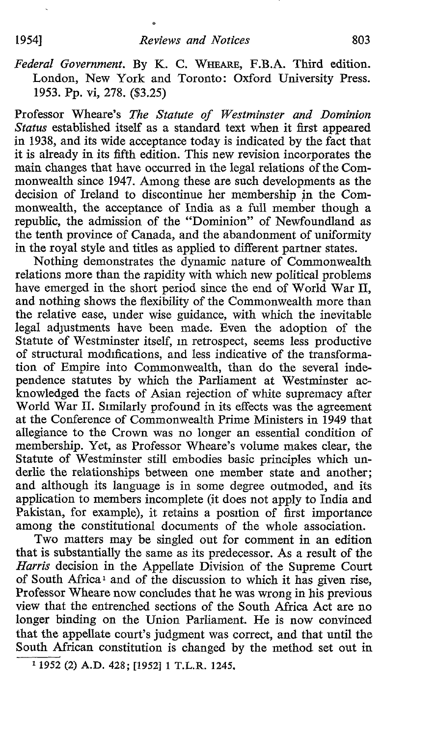*Federal Government*. By K. C. WHEARE, F.B.A. Third edition. London, New York and Toronto: Oxford University Press. 1953. Pp. vi, 278. ($3.25)

Professor Wheare's *The Statute of Westminster and Dominion Status* established itself as a standard text when it first appeared in 1938, and its wide acceptance today is indicated by the fact that it is already in its fifth edition. This new revision incorporates the main changes that have occurred in the legal relations of the Commonwealth since 1947. Among these are such developments as the decision of Ireland to discontinue her membership in the Commonwealth, the acceptance of India as a full member though a republic, the admission of the "Dominion" of Newfoundland as the tenth province of Canada, and the abandonment of uniformity in the royal style and titles as applied to different partner states.

Nothing demonstrates the dynamic nature of Commonwealth relations more than the rapidity with which new political problems have emerged in the short period since the end of World War II, and nothing shows the flexibility of the Commonwealth more than the relative ease, under wise guidance, with which the inevitable legal adjustments have been made. Even the adoption of the Statute of Westminster itself, in retrospect, seems less productive of structural modifications, and less indicative of the transformation of Empire into Commonwealth, than do the several independence statutes by which the Parliament at Westminster acknowledged the facts of Asian rejection of white supremacy after World War II. Similarly profound in its effects was the agreement at the Conference of Commonwealth Prime Ministers in 1949 that allegiance to the Crown was no longer an essential condition of membership. Yet, as Professor Wheare's volume makes clear, the Statute of Westminster still embodies basic principles which underlie the relationships between one member state and another; and although its language is in some degree outmoded, and its application to members incomplete (it does not apply to India and Pakistan, for example), it retains a position of first importance among the constitutional documents of the whole association.

Two matters may be singled out for comment in an edition that is substantially the same as its predecessor. As a result of the *Harris* decision in the Appellate Division of the Supreme Court of South Africa[1] and of the discussion to which it has given rise, Professor Wheare now concludes that he was wrong in his previous view that the entrenched sections of the South Africa Act are no longer binding on the Union Parliament. He is now convinced that the appellate court's judgment was correct, and that until the South African constitution is changed by the method set out in

[1] 1952 (2) A.D. 428; [1952] 1 T.L.R. 1245.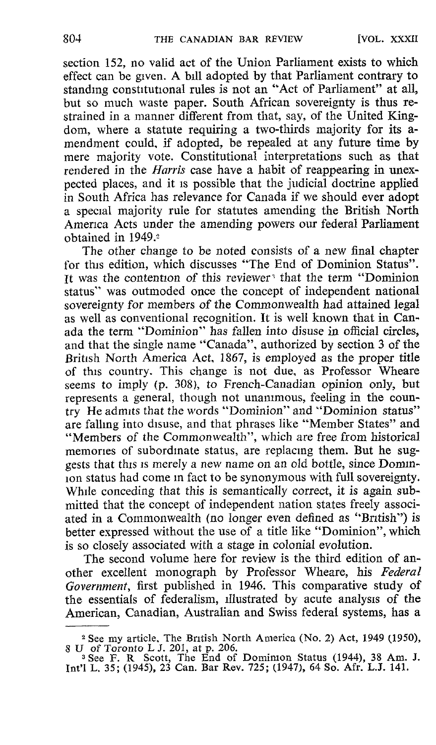section 152, no valid act of the Union Parliament exists to which effect can be given. A bill adopted by that Parliament contrary to standing constitutional rules is not an "Act of Parliament" at all, but so much waste paper. South African sovereignty is thus restrained in a manner different from that, say, of the United Kingdom, where a statute requiring a two-thirds majority for its amendment could, if adopted, be repealed at any future time by mere majority vote. Constitutional interpretations such as that rendered in the *Harris* case have a habit of reappearing in unexpected places, and it is possible that the judicial doctrine applied in South Africa has relevance for Canada if we should ever adopt a special majority rule for statutes amending the British North America Acts under the amending powers our federal Parliament obtained in 1949.[2]

The other change to be noted consists of a new final chapter for this edition, which discusses "The End of Dominion Status". It was the contention of this reviewer[3] that the term "Dominion status" was outmoded once the concept of independent national sovereignty for members of the Commonwealth had attained legal as well as conventional recognition. It is well known that in Canada the term "Dominion" has fallen into disuse in official circles, and that the single name "Canada", authorized by section 3 of the British North America Act, 1867, is employed as the proper title of this country. This change is not due, as Professor Wheare seems to imply (p. 308), to French-Canadian opinion only, but represents a general, though not unanimous, feeling in the country He admits that the words "Dominion" and "Dominion status" are falling into disuse, and that phrases like "Member States" and "Members of the Commonwealth", which are free from historical memories of subordinate status, are replacing them. But he suggests that this is merely a new name on an old bottle, since Dominion status had come in fact to be synonymous with full sovereignty. While conceding that this is semantically correct, it is again submitted that the concept of independent nation states freely associated in a Commonwealth (no longer even defined as "British") is better expressed without the use of a title like "Dominion", which is so closely associated with a stage in colonial evolution.

The second volume here for review is the third edition of another excellent monograph by Professor Wheare, his *Federal Government*, first published in 1946. This comparative study of the essentials of federalism, illustrated by acute analysis of the American, Canadian, Australian and Swiss federal systems, has a

---

[2] See my article, The British North America (No. 2) Act, 1949 (1950), 8 U of Toronto L J. 201, at p. 206.

[3] See F. R Scott, The End of Dominion Status (1944), 38 Am. J. Int'l L. 35; (1945), 23 Can. Bar Rev. 725; (1947), 64 So. Afr. L.J. 141.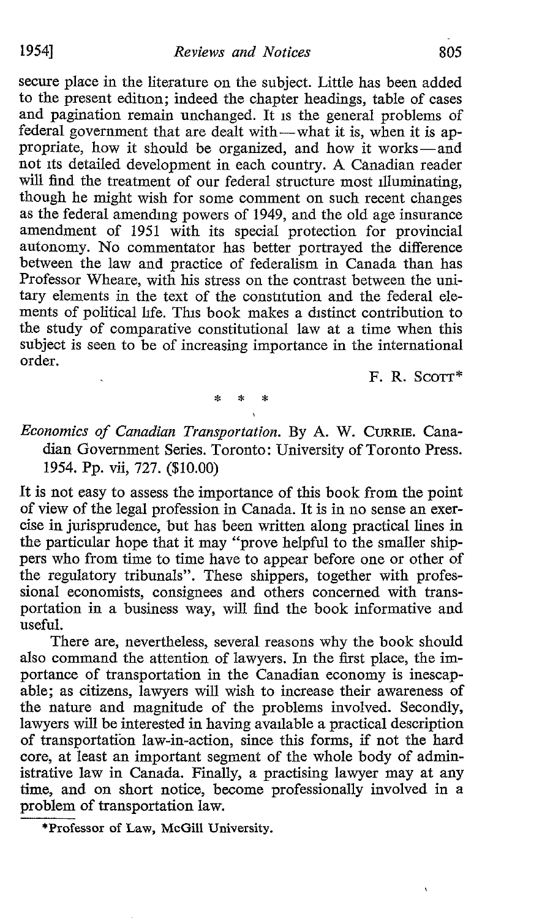secure place in the literature on the subject. Little has been added to the present edition; indeed the chapter headings, table of cases and pagination remain unchanged. It is the general problems of federal government that are dealt with—what it is, when it is appropriate, how it should be organized, and how it works—and not its detailed development in each country. A Canadian reader will find the treatment of our federal structure most illuminating, though he might wish for some comment on such recent changes as the federal amending powers of 1949, and the old age insurance amendment of 1951 with its special protection for provincial autonomy. No commentator has better portrayed the difference between the law and practice of federalism in Canada than has Professor Wheare, with his stress on the contrast between the unitary elements in the text of the constitution and the federal elements of political life. This book makes a distinct contribution to the study of comparative constitutional law at a time when this subject is seen to be of increasing importance in the international order.

F. R. SCOTT*

\* \* \*

*Economics of Canadian Transportation.* By A. W. CURRIE. Canadian Government Series. Toronto: University of Toronto Press. 1954. Pp. vii, 727. ($10.00)

It is not easy to assess the importance of this book from the point of view of the legal profession in Canada. It is in no sense an exercise in jurisprudence, but has been written along practical lines in the particular hope that it may "prove helpful to the smaller shippers who from time to time have to appear before one or other of the regulatory tribunals". These shippers, together with professional economists, consignees and others concerned with transportation in a business way, will find the book informative and useful.

There are, nevertheless, several reasons why the book should also command the attention of lawyers. In the first place, the importance of transportation in the Canadian economy is inescapable; as citizens, lawyers will wish to increase their awareness of the nature and magnitude of the problems involved. Secondly, lawyers will be interested in having available a practical description of transportation law-in-action, since this forms, if not the hard core, at least an important segment of the whole body of administrative law in Canada. Finally, a practising lawyer may at any time, and on short notice, become professionally involved in a problem of transportation law.

\*Professor of Law, McGill University.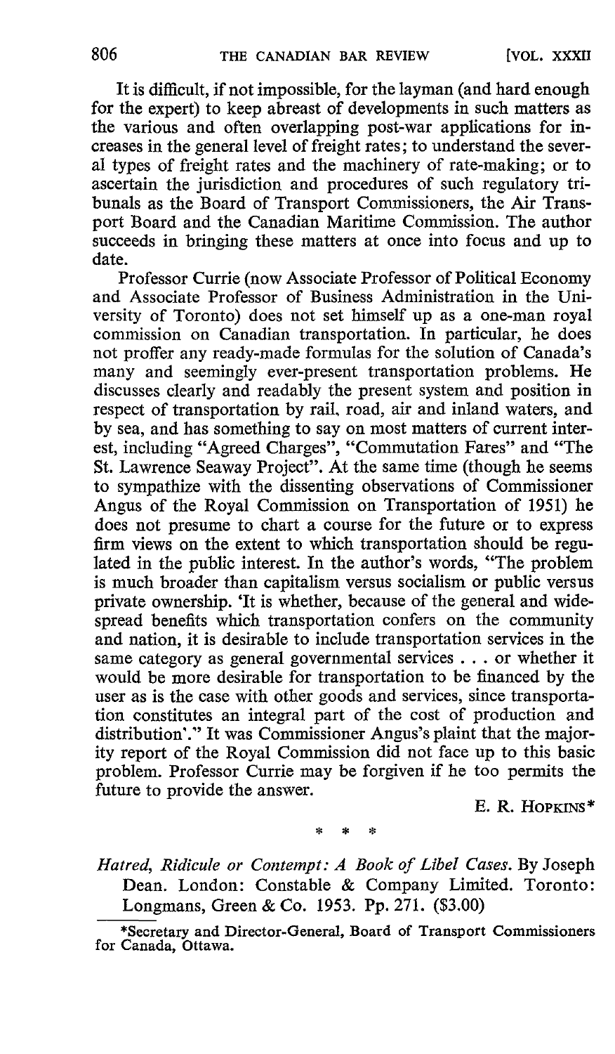It is difficult, if not impossible, for the layman (and hard enough for the expert) to keep abreast of developments in such matters as the various and often overlapping post-war applications for increases in the general level of freight rates; to understand the several types of freight rates and the machinery of rate-making; or to ascertain the jurisdiction and procedures of such regulatory tribunals as the Board of Transport Commissioners, the Air Transport Board and the Canadian Maritime Commission. The author succeeds in bringing these matters at once into focus and up to date.

Professor Currie (now Associate Professor of Political Economy and Associate Professor of Business Administration in the University of Toronto) does not set himself up as a one-man royal commission on Canadian transportation. In particular, he does not proffer any ready-made formulas for the solution of Canada's many and seemingly ever-present transportation problems. He discusses clearly and readably the present system and position in respect of transportation by rail, road, air and inland waters, and by sea, and has something to say on most matters of current interest, including "Agreed Charges", "Commutation Fares" and "The St. Lawrence Seaway Project". At the same time (though he seems to sympathize with the dissenting observations of Commissioner Angus of the Royal Commission on Transportation of 1951) he does not presume to chart a course for the future or to express firm views on the extent to which transportation should be regulated in the public interest. In the author's words, "The problem is much broader than capitalism versus socialism or public versus private ownership. 'It is whether, because of the general and widespread benefits which transportation confers on the community and nation, it is desirable to include transportation services in the same category as general governmental services . . . or whether it would be more desirable for transportation to be financed by the user as is the case with other goods and services, since transportation constitutes an integral part of the cost of production and distribution'." It was Commissioner Angus's plaint that the majority report of the Royal Commission did not face up to this basic problem. Professor Currie may be forgiven if he too permits the future to provide the answer.

E. R. HOPKINS*

\* \* \*

*Hatred, Ridicule or Contempt: A Book of Libel Cases.* By Joseph Dean. London: Constable & Company Limited. Toronto: Longmans, Green & Co. 1953. Pp. 271. ($3.00)

---

*Secretary and Director-General, Board of Transport Commissioners for Canada, Ottawa.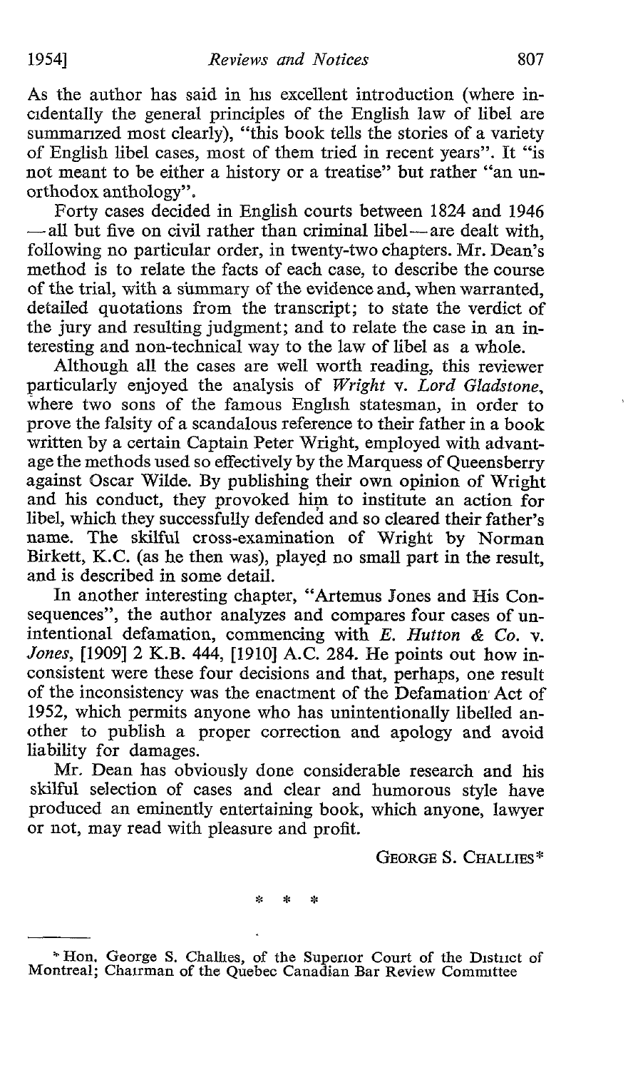As the author has said in his excellent introduction (where incidentally the general principles of the English law of libel are summarized most clearly), "this book tells the stories of a variety of English libel cases, most of them tried in recent years". It "is not meant to be either a history or a treatise" but rather "an unorthodox anthology".

Forty cases decided in English courts between 1824 and 1946 — all but five on civil rather than criminal libel — are dealt with, following no particular order, in twenty-two chapters. Mr. Dean's method is to relate the facts of each case, to describe the course of the trial, with a summary of the evidence and, when warranted, detailed quotations from the transcript; to state the verdict of the jury and resulting judgment; and to relate the case in an interesting and non-technical way to the law of libel as a whole.

Although all the cases are well worth reading, this reviewer particularly enjoyed the analysis of *Wright* v. *Lord Gladstone*, where two sons of the famous English statesman, in order to prove the falsity of a scandalous reference to their father in a book written by a certain Captain Peter Wright, employed with advantage the methods used so effectively by the Marquess of Queensberry against Oscar Wilde. By publishing their own opinion of Wright and his conduct, they provoked him to institute an action for libel, which they successfully defended and so cleared their father's name. The skilful cross-examination of Wright by Norman Birkett, K.C. (as he then was), played no small part in the result, and is described in some detail.

In another interesting chapter, "Artemus Jones and His Consequences", the author analyzes and compares four cases of unintentional defamation, commencing with *E. Hutton & Co.* v. *Jones*, [1909] 2 K.B. 444, [1910] A.C. 284. He points out how inconsistent were these four decisions and that, perhaps, one result of the inconsistency was the enactment of the Defamation Act of 1952, which permits anyone who has unintentionally libelled another to publish a proper correction and apology and avoid liability for damages.

Mr. Dean has obviously done considerable research and his skilful selection of cases and clear and humorous style have produced an eminently entertaining book, which anyone, lawyer or not, may read with pleasure and profit.

GEORGE S. CHALLIES*

\* \* \*

---

\* Hon. George S. Challies, of the Superior Court of the District of Montreal; Chairman of the Quebec Canadian Bar Review Committee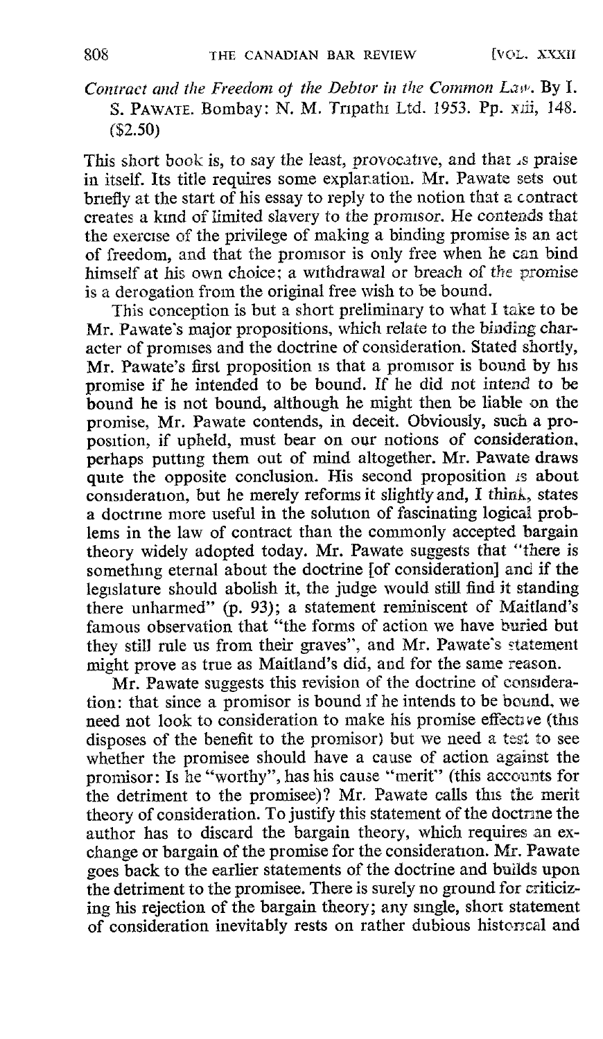*Contract and the Freedom of the Debtor in the Common Law*. By I. S. PAWATE. Bombay: N. M. Tripathi Ltd. 1953. Pp. xiii, 148. ($2.50)

This short book is, to say the least, provocative, and that is praise in itself. Its title requires some explanation. Mr. Pawate sets out briefly at the start of his essay to reply to the notion that a contract creates a kind of limited slavery to the promisor. He contends that the exercise of the privilege of making a binding promise is an act of freedom, and that the promisor is only free when he can bind himself at his own choice; a withdrawal or breach of the promise is a derogation from the original free wish to be bound.

This conception is but a short preliminary to what I take to be Mr. Pawate's major propositions, which relate to the binding character of promises and the doctrine of consideration. Stated shortly, Mr. Pawate's first proposition is that a promisor is bound by his promise if he intended to be bound. If he did not intend to be bound he is not bound, although he might then be liable on the promise, Mr. Pawate contends, in deceit. Obviously, such a proposition, if upheld, must bear on our notions of consideration, perhaps putting them out of mind altogether. Mr. Pawate draws quite the opposite conclusion. His second proposition is about consideration, but he merely reforms it slightly and, I think, states a doctrine more useful in the solution of fascinating logical problems in the law of contract than the commonly accepted bargain theory widely adopted today. Mr. Pawate suggests that "there is something eternal about the doctrine [of consideration] and if the legislature should abolish it, the judge would still find it standing there unharmed" (p. 93); a statement reminiscent of Maitland's famous observation that "the forms of action we have buried but they still rule us from their graves", and Mr. Pawate's statement might prove as true as Maitland's did, and for the same reason.

Mr. Pawate suggests this revision of the doctrine of consideration: that since a promisor is bound if he intends to be bound, we need not look to consideration to make his promise effective (this disposes of the benefit to the promisor) but we need a test to see whether the promisee should have a cause of action against the promisor: Is he "worthy", has his cause "merit" (this accounts for the detriment to the promisee)? Mr. Pawate calls this the merit theory of consideration. To justify this statement of the doctrine the author has to discard the bargain theory, which requires an exchange or bargain of the promise for the consideration. Mr. Pawate goes back to the earlier statements of the doctrine and builds upon the detriment to the promisee. There is surely no ground for criticizing his rejection of the bargain theory; any single, short statement of consideration inevitably rests on rather dubious historical and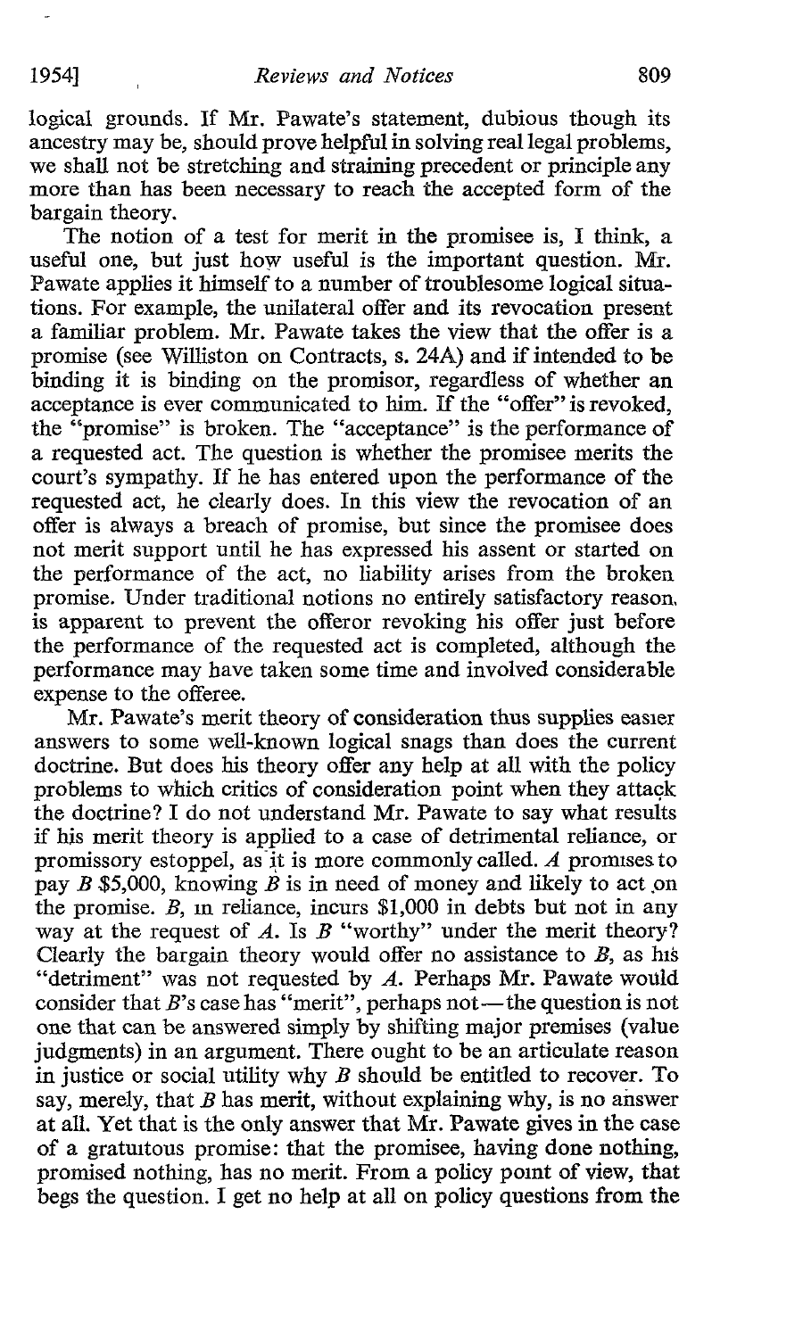logical grounds. If Mr. Pawate's statement, dubious though its ancestry may be, should prove helpful in solving real legal problems, we shall not be stretching and straining precedent or principle any more than has been necessary to reach the accepted form of the bargain theory.

The notion of a test for merit in the promisee is, I think, a useful one, but just how useful is the important question. Mr. Pawate applies it himself to a number of troublesome logical situations. For example, the unilateral offer and its revocation present a familiar problem. Mr. Pawate takes the view that the offer is a promise (see Williston on Contracts, s. 24A) and if intended to be binding it is binding on the promisor, regardless of whether an acceptance is ever communicated to him. If the "offer" is revoked, the "promise" is broken. The "acceptance" is the performance of a requested act. The question is whether the promisee merits the court's sympathy. If he has entered upon the performance of the requested act, he clearly does. In this view the revocation of an offer is always a breach of promise, but since the promisee does not merit support until he has expressed his assent or started on the performance of the act, no liability arises from the broken promise. Under traditional notions no entirely satisfactory reason is apparent to prevent the offeror revoking his offer just before the performance of the requested act is completed, although the performance may have taken some time and involved considerable expense to the offeree.

Mr. Pawate's merit theory of consideration thus supplies easier answers to some well-known logical snags than does the current doctrine. But does his theory offer any help at all with the policy problems to which critics of consideration point when they attack the doctrine? I do not understand Mr. Pawate to say what results if his merit theory is applied to a case of detrimental reliance, or promissory estoppel, as it is more commonly called. *A* promises to pay *B* $5,000, knowing *B* is in need of money and likely to act on the promise. *B*, in reliance, incurs $1,000 in debts but not in any way at the request of *A*. Is *B* "worthy" under the merit theory? Clearly the bargain theory would offer no assistance to *B*, as his "detriment" was not requested by *A*. Perhaps Mr. Pawate would consider that *B*'s case has "merit", perhaps not—the question is not one that can be answered simply by shifting major premises (value judgments) in an argument. There ought to be an articulate reason in justice or social utility why *B* should be entitled to recover. To say, merely, that *B* has merit, without explaining why, is no answer at all. Yet that is the only answer that Mr. Pawate gives in the case of a gratuitous promise: that the promisee, having done nothing, promised nothing, has no merit. From a policy point of view, that begs the question. I get no help at all on policy questions from the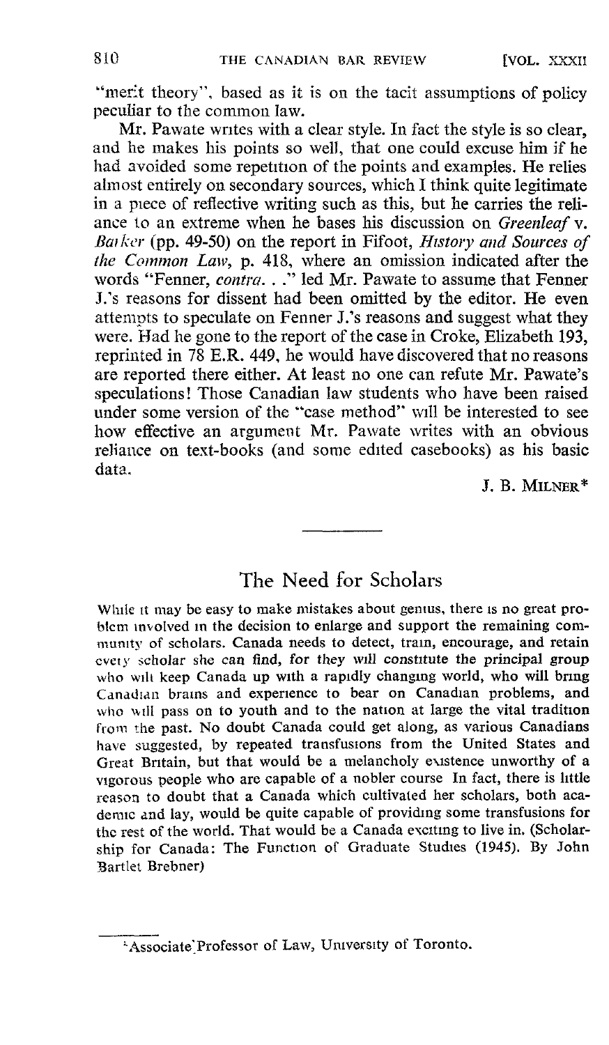"merit theory", based as it is on the tacit assumptions of policy peculiar to the common law.

Mr. Pawate writes with a clear style. In fact the style is so clear, and he makes his points so well, that one could excuse him if he had avoided some repetition of the points and examples. He relies almost entirely on secondary sources, which I think quite legitimate in a piece of reflective writing such as this, but he carries the reliance to an extreme when he bases his discussion on *Greenleaf* v. *Barker* (pp. 49-50) on the report in Fifoot, *History and Sources of the Common Law*, p. 418, where an omission indicated after the words "Fenner, *contra*. . ." led Mr. Pawate to assume that Fenner J.'s reasons for dissent had been omitted by the editor. He even attempts to speculate on Fenner J.'s reasons and suggest what they were. Had he gone to the report of the case in Croke, Elizabeth 193, reprinted in 78 E.R. 449, he would have discovered that no reasons are reported there either. At least no one can refute Mr. Pawate's speculations! Those Canadian law students who have been raised under some version of the "case method" will be interested to see how effective an argument Mr. Pawate writes with an obvious reliance on text-books (and some edited casebooks) as his basic data.

J. B. MILNER*

---

## The Need for Scholars

While it may be easy to make mistakes about genius, there is no great problem involved in the decision to enlarge and support the remaining community of scholars. Canada needs to detect, train, encourage, and retain every scholar she can find, for they will constitute the principal group who will keep Canada up with a rapidly changing world, who will bring Canadian brains and experience to bear on Canadian problems, and who will pass on to youth and to the nation at large the vital tradition from the past. No doubt Canada could get along, as various Canadians have suggested, by repeated transfusions from the United States and Great Britain, but that would be a melancholy existence unworthy of a vigorous people who are capable of a nobler course In fact, there is little reason to doubt that a Canada which cultivated her scholars, both academic and lay, would be quite capable of providing some transfusions for the rest of the world. That would be a Canada exciting to live in. (Scholarship for Canada: The Function of Graduate Studies (1945). By John Bartlet Brebner)

---

*Associate Professor of Law, University of Toronto.